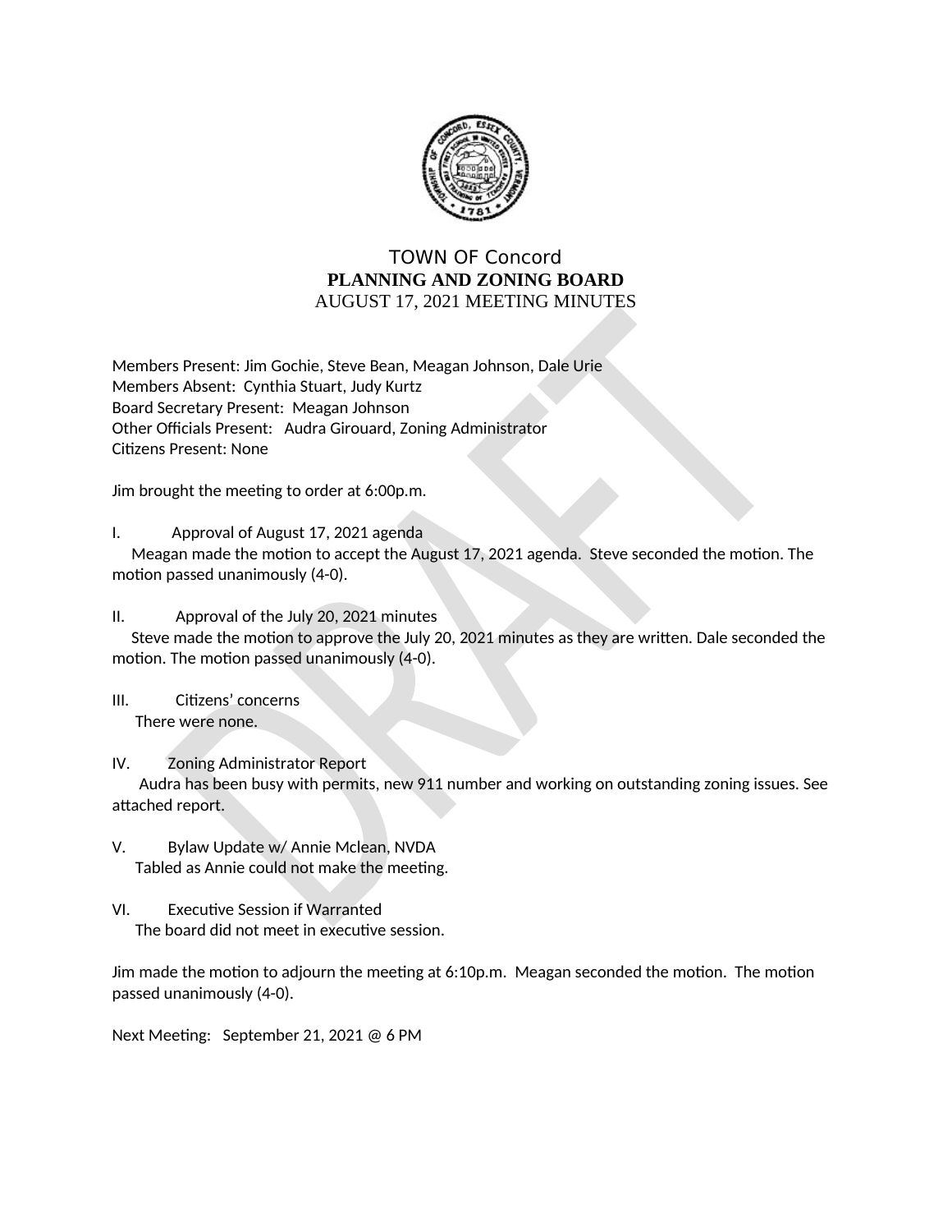# TOWN OF Concord
## PLANNING AND ZONING BOARD
### AUGUST 17, 2021 MEETING MINUTES

Members Present: Jim Gochie, Steve Bean, Meagan Johnson, Dale Urie
Members Absent: Cynthia Stuart, Judy Kurtz
Board Secretary Present: Meagan Johnson
Other Officials Present: Audra Girouard, Zoning Administrator
Citizens Present: None

Jim brought the meeting to order at 6:00p.m.

I. Approval of August 17, 2021 agenda
Meagan made the motion to accept the August 17, 2021 agenda. Steve seconded the motion. The motion passed unanimously (4-0).

II. Approval of the July 20, 2021 minutes
Steve made the motion to approve the July 20, 2021 minutes as they are written. Dale seconded the motion. The motion passed unanimously (4-0).

III. Citizens' concerns
There were none.

IV. Zoning Administrator Report
Audra has been busy with permits, new 911 number and working on outstanding zoning issues. See attached report.

V. Bylaw Update w/ Annie Mclean, NVDA
Tabled as Annie could not make the meeting.

VI. Executive Session if Warranted
The board did not meet in executive session.

Jim made the motion to adjourn the meeting at 6:10p.m. Meagan seconded the motion. The motion passed unanimously (4-0).

Next Meeting: September 21, 2021 @ 6 PM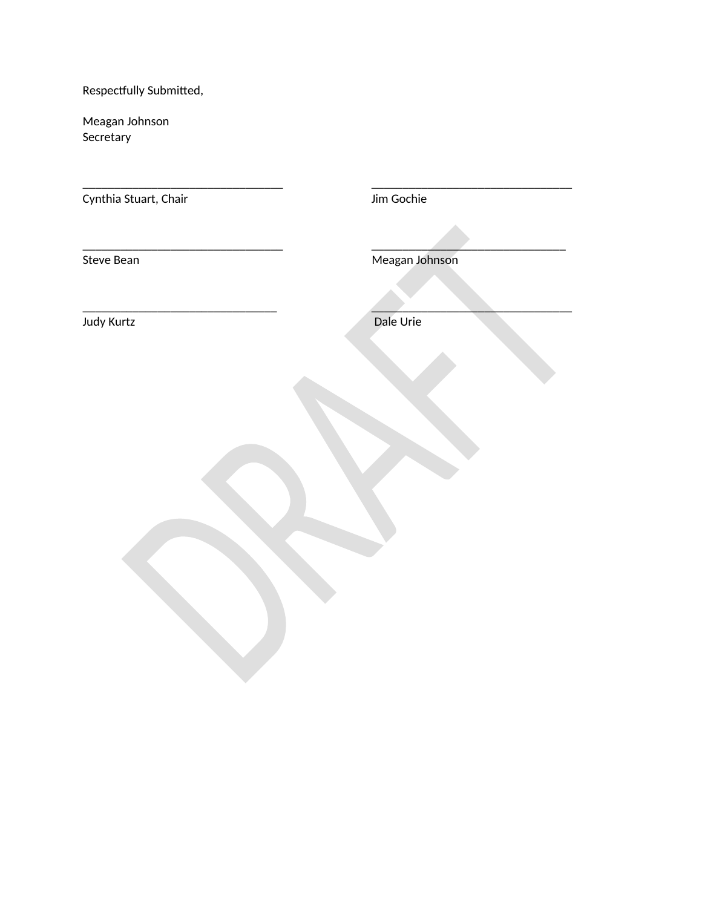Respectfully Submitted,

Meagan Johnson
Secretary

| | |
|---|---|
| ________________________________ | ________________________________ |
| Cynthia Stuart, Chair | Jim Gochie |
| ________________________________ | ________________________________ |
| Steve Bean | Meagan Johnson |
| ________________________________ | ________________________________ |
| Judy Kurtz | Dale Urie |

DRAFT